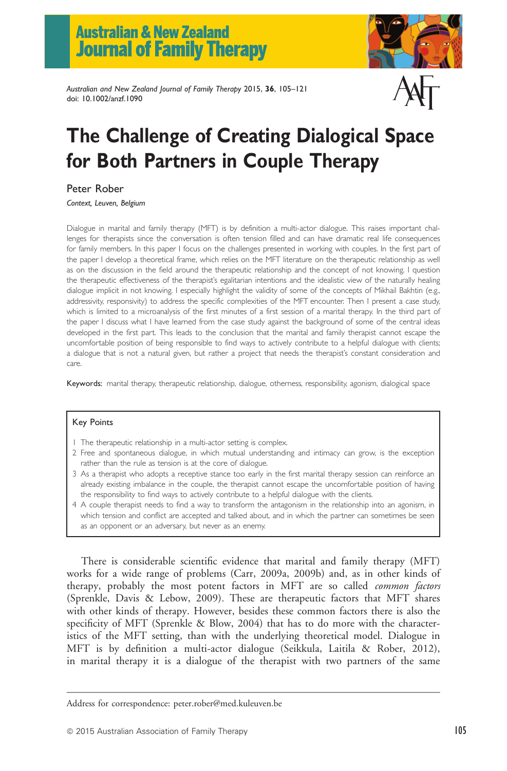# The Challenge of Creating Dialogical Space for Both Partners in Couple Therapy

Peter Rober

*Context, Leuven, Belgium*

Dialogue in marital and family therapy (MFT) is by definition a multi-actor dialogue. This raises important challenges for therapists since the conversation is often tension filled and can have dramatic real life consequences for family members. In this paper I focus on the challenges presented in working with couples. In the first part of the paper I develop a theoretical frame, which relies on the MFT literature on the therapeutic relationship as well as on the discussion in the field around the therapeutic relationship and the concept of not knowing. I question the therapeutic effectiveness of the therapist's egalitarian intentions and the idealistic view of the naturally healing dialogue implicit in not knowing. I especially highlight the validity of some of the concepts of Mikhail Bakhtin (e.g., addressivity, responsivity) to address the specific complexities of the MFT encounter. Then I present a case study, which is limited to a microanalysis of the first minutes of a first session of a marital therapy. In the third part of the paper I discuss what I have learned from the case study against the background of some of the central ideas developed in the first part. This leads to the conclusion that the marital and family therapist cannot escape the uncomfortable position of being responsible to find ways to actively contribute to a helpful dialogue with clients; a dialogue that is not a natural given, but rather a project that needs the therapist's constant consideration and care.

**Keywords:** marital therapy, therapeutic relationship, dialogue, otherness, responsibility, agonism, dialogical space

**Key Points**

1. The therapeutic relationship in a multi-actor setting is complex.
2. Free and spontaneous dialogue, in which mutual understanding and intimacy can grow, is the exception rather than the rule as tension is at the core of dialogue.
3. As a therapist who adopts a receptive stance too early in the first marital therapy session can reinforce an already existing imbalance in the couple, the therapist cannot escape the uncomfortable position of having the responsibility to find ways to actively contribute to a helpful dialogue with the clients.
4. A couple therapist needs to find a way to transform the antagonism in the relationship into an agonism, in which tension and conflict are accepted and talked about, and in which the partner can sometimes be seen as an opponent or an adversary, but never as an enemy.

There is considerable scientific evidence that marital and family therapy (MFT) works for a wide range of problems (Carr, 2009a, 2009b) and, as in other kinds of therapy, probably the most potent factors in MFT are so called *common factors* (Sprenkle, Davis & Lebow, 2009). These are therapeutic factors that MFT shares with other kinds of therapy. However, besides these common factors there is also the specificity of MFT (Sprenkle & Blow, 2004) that has to do more with the characteristics of the MFT setting, than with the underlying theoretical model. Dialogue in MFT is by definition a multi-actor dialogue (Seikkula, Laitila & Rober, 2012), in marital therapy it is a dialogue of the therapist with two partners of the same

Address for correspondence: peter.rober@med.kuleuven.be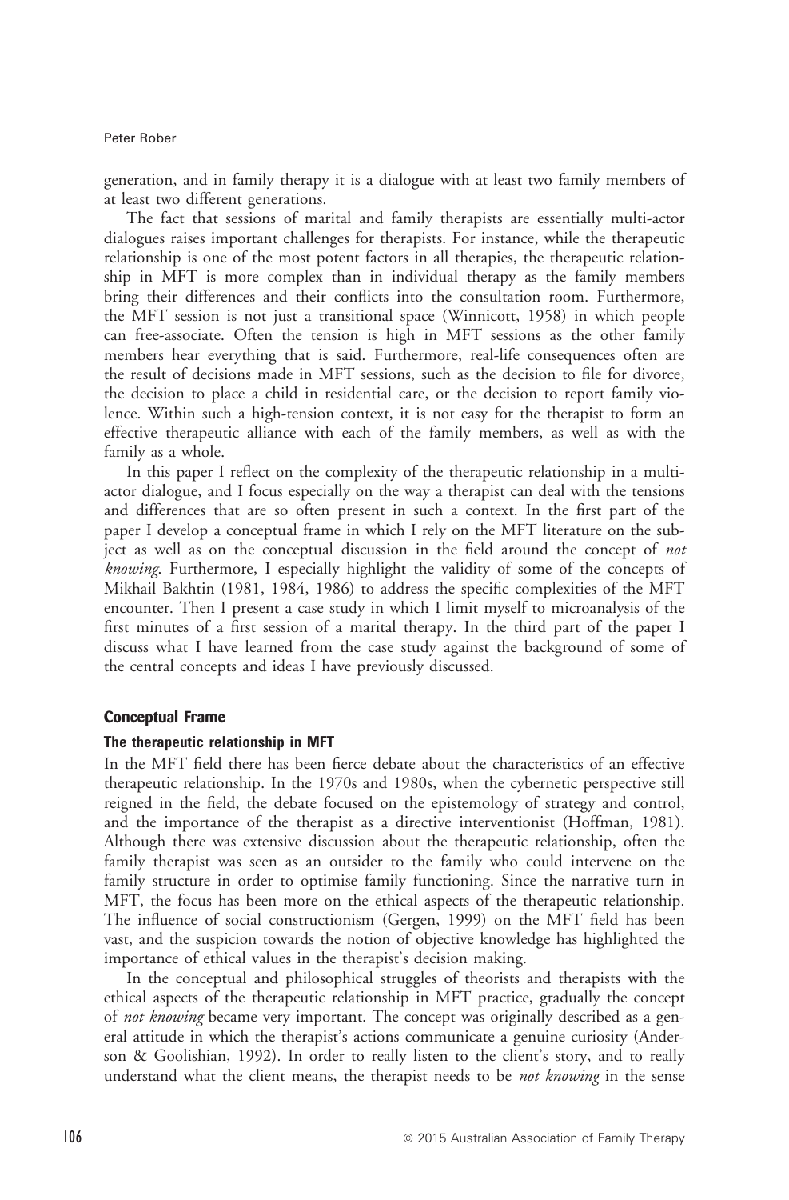generation, and in family therapy it is a dialogue with at least two family members of at least two different generations.

The fact that sessions of marital and family therapists are essentially multi-actor dialogues raises important challenges for therapists. For instance, while the therapeutic relationship is one of the most potent factors in all therapies, the therapeutic relationship in MFT is more complex than in individual therapy as the family members bring their differences and their conflicts into the consultation room. Furthermore, the MFT session is not just a transitional space (Winnicott, 1958) in which people can free-associate. Often the tension is high in MFT sessions as the other family members hear everything that is said. Furthermore, real-life consequences often are the result of decisions made in MFT sessions, such as the decision to file for divorce, the decision to place a child in residential care, or the decision to report family violence. Within such a high-tension context, it is not easy for the therapist to form an effective therapeutic alliance with each of the family members, as well as with the family as a whole.

In this paper I reflect on the complexity of the therapeutic relationship in a multi-actor dialogue, and I focus especially on the way a therapist can deal with the tensions and differences that are so often present in such a context. In the first part of the paper I develop a conceptual frame in which I rely on the MFT literature on the subject as well as on the conceptual discussion in the field around the concept of *not knowing*. Furthermore, I especially highlight the validity of some of the concepts of Mikhail Bakhtin (1981, 1984, 1986) to address the specific complexities of the MFT encounter. Then I present a case study in which I limit myself to microanalysis of the first minutes of a first session of a marital therapy. In the third part of the paper I discuss what I have learned from the case study against the background of some of the central concepts and ideas I have previously discussed.

## Conceptual Frame

### The therapeutic relationship in MFT

In the MFT field there has been fierce debate about the characteristics of an effective therapeutic relationship. In the 1970s and 1980s, when the cybernetic perspective still reigned in the field, the debate focused on the epistemology of strategy and control, and the importance of the therapist as a directive interventionist (Hoffman, 1981). Although there was extensive discussion about the therapeutic relationship, often the family therapist was seen as an outsider to the family who could intervene on the family structure in order to optimise family functioning. Since the narrative turn in MFT, the focus has been more on the ethical aspects of the therapeutic relationship. The influence of social constructionism (Gergen, 1999) on the MFT field has been vast, and the suspicion towards the notion of objective knowledge has highlighted the importance of ethical values in the therapist's decision making.

In the conceptual and philosophical struggles of theorists and therapists with the ethical aspects of the therapeutic relationship in MFT practice, gradually the concept of *not knowing* became very important. The concept was originally described as a general attitude in which the therapist's actions communicate a genuine curiosity (Anderson & Goolishian, 1992). In order to really listen to the client's story, and to really understand what the client means, the therapist needs to be *not knowing* in the sense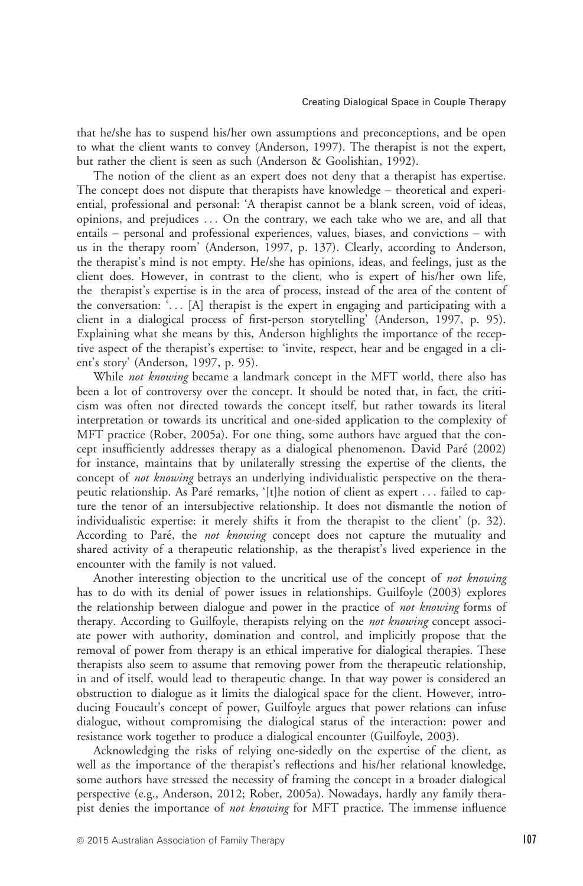that he/she has to suspend his/her own assumptions and preconceptions, and be open to what the client wants to convey (Anderson, 1997). The therapist is not the expert, but rather the client is seen as such (Anderson & Goolishian, 1992).

The notion of the client as an expert does not deny that a therapist has expertise. The concept does not dispute that therapists have knowledge – theoretical and experiential, professional and personal: 'A therapist cannot be a blank screen, void of ideas, opinions, and prejudices ... On the contrary, we each take who we are, and all that entails – personal and professional experiences, values, biases, and convictions – with us in the therapy room' (Anderson, 1997, p. 137). Clearly, according to Anderson, the therapist's mind is not empty. He/she has opinions, ideas, and feelings, just as the client does. However, in contrast to the client, who is expert of his/her own life, the therapist's expertise is in the area of process, instead of the area of the content of the conversation: '... [A] therapist is the expert in engaging and participating with a client in a dialogical process of first-person storytelling' (Anderson, 1997, p. 95). Explaining what she means by this, Anderson highlights the importance of the receptive aspect of the therapist's expertise: to 'invite, respect, hear and be engaged in a client's story' (Anderson, 1997, p. 95).

While *not knowing* became a landmark concept in the MFT world, there also has been a lot of controversy over the concept. It should be noted that, in fact, the criticism was often not directed towards the concept itself, but rather towards its literal interpretation or towards its uncritical and one-sided application to the complexity of MFT practice (Rober, 2005a). For one thing, some authors have argued that the concept insufficiently addresses therapy as a dialogical phenomenon. David Paré (2002) for instance, maintains that by unilaterally stressing the expertise of the clients, the concept of *not knowing* betrays an underlying individualistic perspective on the therapeutic relationship. As Paré remarks, '[t]he notion of client as expert ... failed to capture the tenor of an intersubjective relationship. It does not dismantle the notion of individualistic expertise: it merely shifts it from the therapist to the client' (p. 32). According to Paré, the *not knowing* concept does not capture the mutuality and shared activity of a therapeutic relationship, as the therapist's lived experience in the encounter with the family is not valued.

Another interesting objection to the uncritical use of the concept of *not knowing* has to do with its denial of power issues in relationships. Guilfoyle (2003) explores the relationship between dialogue and power in the practice of *not knowing* forms of therapy. According to Guilfoyle, therapists relying on the *not knowing* concept associate power with authority, domination and control, and implicitly propose that the removal of power from therapy is an ethical imperative for dialogical therapies. These therapists also seem to assume that removing power from the therapeutic relationship, in and of itself, would lead to therapeutic change. In that way power is considered an obstruction to dialogue as it limits the dialogical space for the client. However, introducing Foucault's concept of power, Guilfoyle argues that power relations can infuse dialogue, without compromising the dialogical status of the interaction: power and resistance work together to produce a dialogical encounter (Guilfoyle, 2003).

Acknowledging the risks of relying one-sidedly on the expertise of the client, as well as the importance of the therapist's reflections and his/her relational knowledge, some authors have stressed the necessity of framing the concept in a broader dialogical perspective (e.g., Anderson, 2012; Rober, 2005a). Nowadays, hardly any family therapist denies the importance of *not knowing* for MFT practice. The immense influence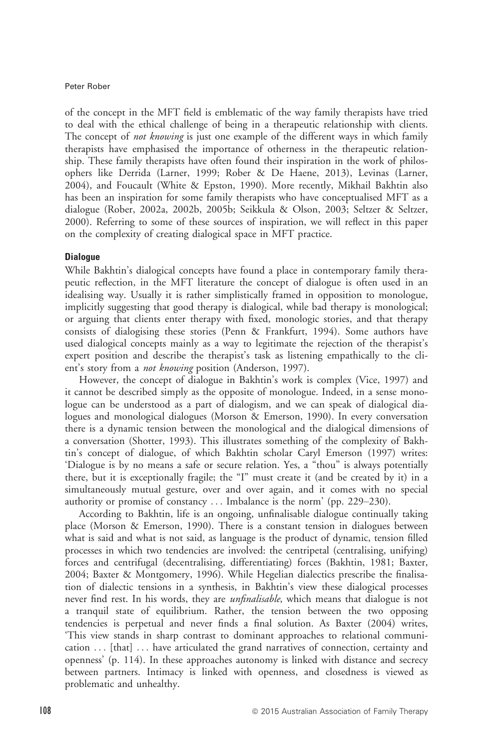of the concept in the MFT field is emblematic of the way family therapists have tried to deal with the ethical challenge of being in a therapeutic relationship with clients. The concept of *not knowing* is just one example of the different ways in which family therapists have emphasised the importance of otherness in the therapeutic relationship. These family therapists have often found their inspiration in the work of philosophers like Derrida (Larner, 1999; Rober & De Haene, 2013), Levinas (Larner, 2004), and Foucault (White & Epston, 1990). More recently, Mikhail Bakhtin also has been an inspiration for some family therapists who have conceptualised MFT as a dialogue (Rober, 2002a, 2002b, 2005b; Seikkula & Olson, 2003; Seltzer & Seltzer, 2000). Referring to some of these sources of inspiration, we will reflect in this paper on the complexity of creating dialogical space in MFT practice.

## Dialogue

While Bakhtin's dialogical concepts have found a place in contemporary family therapeutic reflection, in the MFT literature the concept of dialogue is often used in an idealising way. Usually it is rather simplistically framed in opposition to monologue, implicitly suggesting that good therapy is dialogical, while bad therapy is monological; or arguing that clients enter therapy with fixed, monologic stories, and that therapy consists of dialogising these stories (Penn & Frankfurt, 1994). Some authors have used dialogical concepts mainly as a way to legitimate the rejection of the therapist's expert position and describe the therapist's task as listening empathically to the client's story from a *not knowing* position (Anderson, 1997).

However, the concept of dialogue in Bakhtin's work is complex (Vice, 1997) and it cannot be described simply as the opposite of monologue. Indeed, in a sense monologue can be understood as a part of dialogism, and we can speak of dialogical dialogues and monological dialogues (Morson & Emerson, 1990). In every conversation there is a dynamic tension between the monological and the dialogical dimensions of a conversation (Shotter, 1993). This illustrates something of the complexity of Bakhtin's concept of dialogue, of which Bakhtin scholar Caryl Emerson (1997) writes: 'Dialogue is by no means a safe or secure relation. Yes, a "thou" is always potentially there, but it is exceptionally fragile; the "I" must create it (and be created by it) in a simultaneously mutual gesture, over and over again, and it comes with no special authority or promise of constancy ... Imbalance is the norm' (pp. 229–230).

According to Bakhtin, life is an ongoing, unfinalisable dialogue continually taking place (Morson & Emerson, 1990). There is a constant tension in dialogues between what is said and what is not said, as language is the product of dynamic, tension filled processes in which two tendencies are involved: the centripetal (centralising, unifying) forces and centrifugal (decentralising, differentiating) forces (Bakhtin, 1981; Baxter, 2004; Baxter & Montgomery, 1996). While Hegelian dialectics prescribe the finalisation of dialectic tensions in a synthesis, in Bakhtin's view these dialogical processes never find rest. In his words, they are *unfinalisable*, which means that dialogue is not a tranquil state of equilibrium. Rather, the tension between the two opposing tendencies is perpetual and never finds a final solution. As Baxter (2004) writes, 'This view stands in sharp contrast to dominant approaches to relational communication ... [that] ... have articulated the grand narratives of connection, certainty and openness' (p. 114). In these approaches autonomy is linked with distance and secrecy between partners. Intimacy is linked with openness, and closedness is viewed as problematic and unhealthy.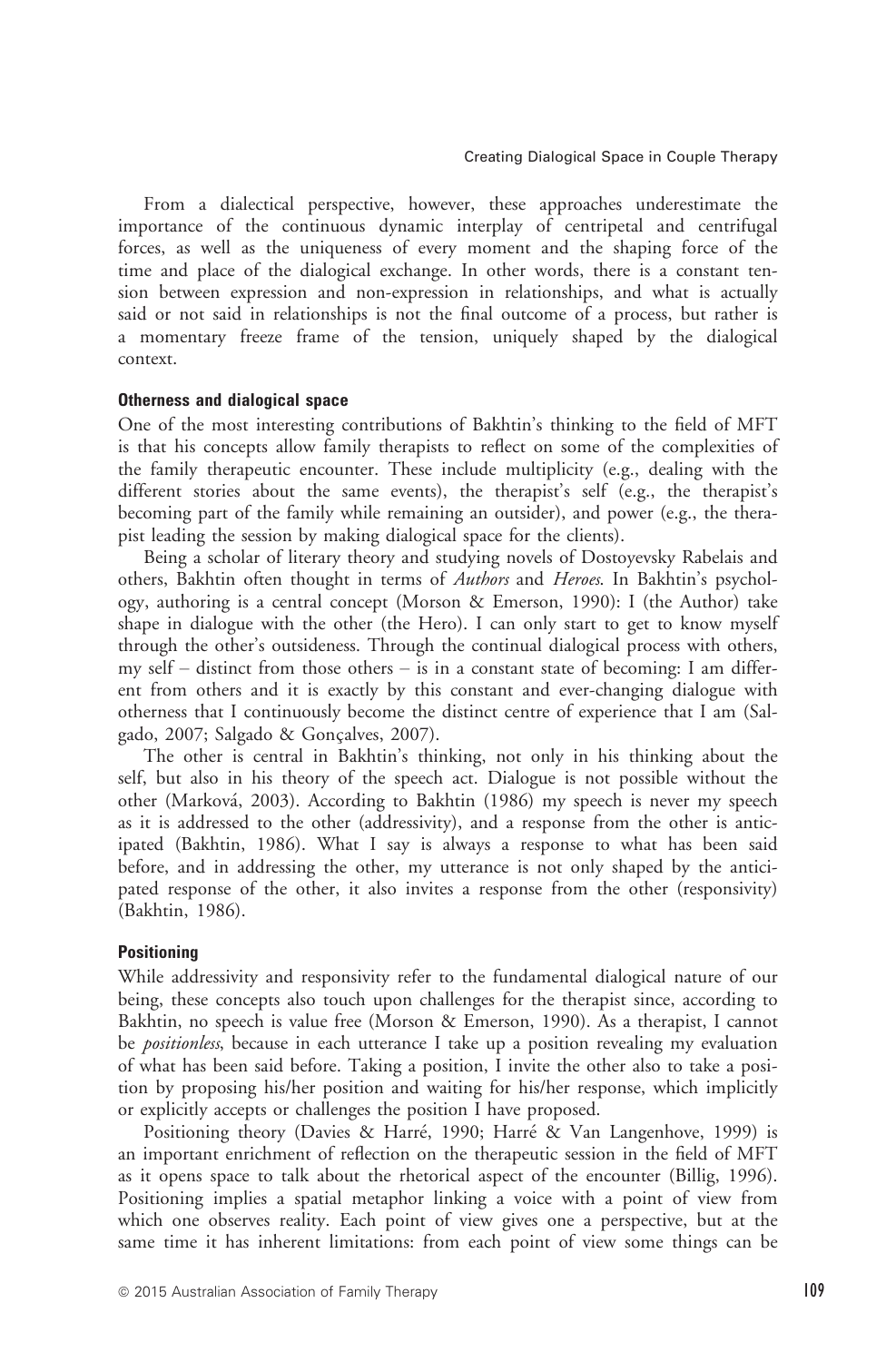From a dialectical perspective, however, these approaches underestimate the importance of the continuous dynamic interplay of centripetal and centrifugal forces, as well as the uniqueness of every moment and the shaping force of the time and place of the dialogical exchange. In other words, there is a constant tension between expression and non-expression in relationships, and what is actually said or not said in relationships is not the final outcome of a process, but rather is a momentary freeze frame of the tension, uniquely shaped by the dialogical context.

#### Otherness and dialogical space

One of the most interesting contributions of Bakhtin's thinking to the field of MFT is that his concepts allow family therapists to reflect on some of the complexities of the family therapeutic encounter. These include multiplicity (e.g., dealing with the different stories about the same events), the therapist's self (e.g., the therapist's becoming part of the family while remaining an outsider), and power (e.g., the therapist leading the session by making dialogical space for the clients).

Being a scholar of literary theory and studying novels of Dostoyevsky Rabelais and others, Bakhtin often thought in terms of *Authors* and *Heroes*. In Bakhtin's psychology, authoring is a central concept (Morson & Emerson, 1990): I (the Author) take shape in dialogue with the other (the Hero). I can only start to get to know myself through the other's outsideness. Through the continual dialogical process with others, my self – distinct from those others – is in a constant state of becoming: I am different from others and it is exactly by this constant and ever-changing dialogue with otherness that I continuously become the distinct centre of experience that I am (Salgado, 2007; Salgado & Gonçalves, 2007).

The other is central in Bakhtin's thinking, not only in his thinking about the self, but also in his theory of the speech act. Dialogue is not possible without the other (Marková, 2003). According to Bakhtin (1986) my speech is never my speech as it is addressed to the other (addressivity), and a response from the other is anticipated (Bakhtin, 1986). What I say is always a response to what has been said before, and in addressing the other, my utterance is not only shaped by the anticipated response of the other, it also invites a response from the other (responsivity) (Bakhtin, 1986).

#### Positioning

While addressivity and responsivity refer to the fundamental dialogical nature of our being, these concepts also touch upon challenges for the therapist since, according to Bakhtin, no speech is value free (Morson & Emerson, 1990). As a therapist, I cannot be *positionless*, because in each utterance I take up a position revealing my evaluation of what has been said before. Taking a position, I invite the other also to take a position by proposing his/her position and waiting for his/her response, which implicitly or explicitly accepts or challenges the position I have proposed.

Positioning theory (Davies & Harré, 1990; Harré & Van Langenhove, 1999) is an important enrichment of reflection on the therapeutic session in the field of MFT as it opens space to talk about the rhetorical aspect of the encounter (Billig, 1996). Positioning implies a spatial metaphor linking a voice with a point of view from which one observes reality. Each point of view gives one a perspective, but at the same time it has inherent limitations: from each point of view some things can be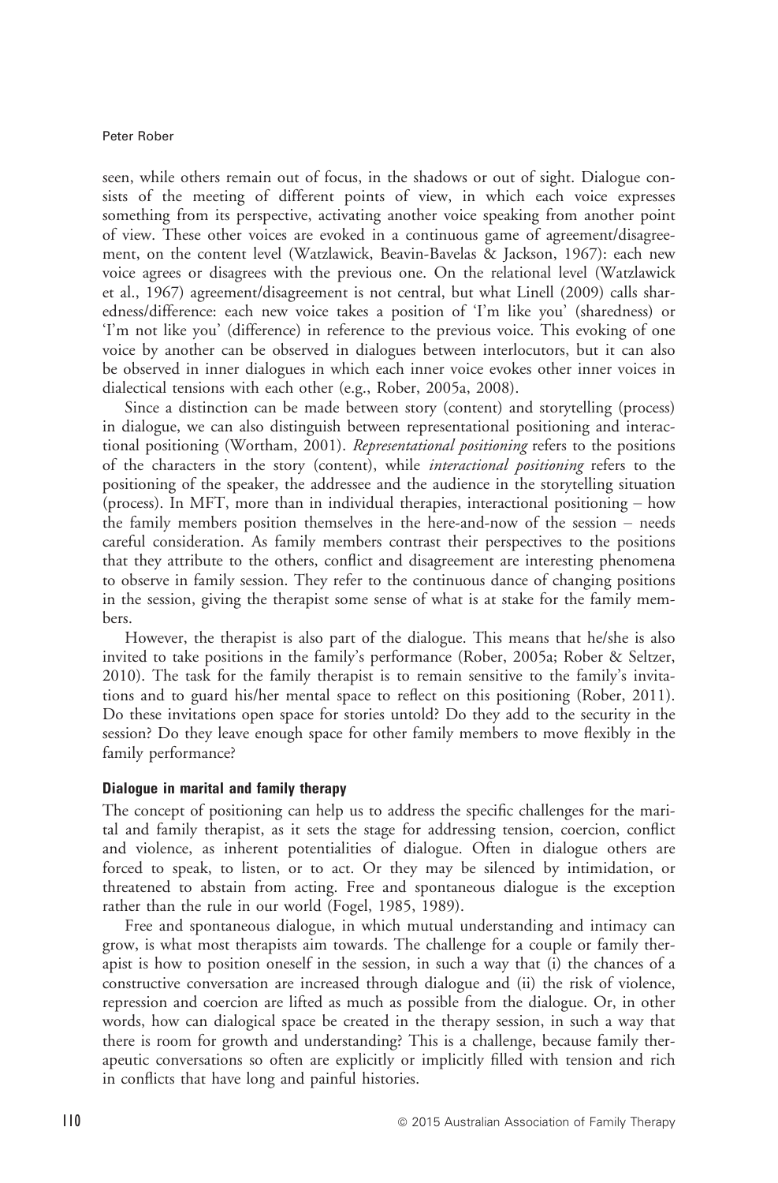seen, while others remain out of focus, in the shadows or out of sight. Dialogue consists of the meeting of different points of view, in which each voice expresses something from its perspective, activating another voice speaking from another point of view. These other voices are evoked in a continuous game of agreement/disagreement, on the content level (Watzlawick, Beavin-Bavelas & Jackson, 1967): each new voice agrees or disagrees with the previous one. On the relational level (Watzlawick et al., 1967) agreement/disagreement is not central, but what Linell (2009) calls sharedness/difference: each new voice takes a position of 'I'm like you' (sharedness) or 'I'm not like you' (difference) in reference to the previous voice. This evoking of one voice by another can be observed in dialogues between interlocutors, but it can also be observed in inner dialogues in which each inner voice evokes other inner voices in dialectical tensions with each other (e.g., Rober, 2005a, 2008).

Since a distinction can be made between story (content) and storytelling (process) in dialogue, we can also distinguish between representational positioning and interactional positioning (Wortham, 2001). *Representational positioning* refers to the positions of the characters in the story (content), while *interactional positioning* refers to the positioning of the speaker, the addressee and the audience in the storytelling situation (process). In MFT, more than in individual therapies, interactional positioning – how the family members position themselves in the here-and-now of the session – needs careful consideration. As family members contrast their perspectives to the positions that they attribute to the others, conflict and disagreement are interesting phenomena to observe in family session. They refer to the continuous dance of changing positions in the session, giving the therapist some sense of what is at stake for the family members.

However, the therapist is also part of the dialogue. This means that he/she is also invited to take positions in the family's performance (Rober, 2005a; Rober & Seltzer, 2010). The task for the family therapist is to remain sensitive to the family's invitations and to guard his/her mental space to reflect on this positioning (Rober, 2011). Do these invitations open space for stories untold? Do they add to the security in the session? Do they leave enough space for other family members to move flexibly in the family performance?

### Dialogue in marital and family therapy

The concept of positioning can help us to address the specific challenges for the marital and family therapist, as it sets the stage for addressing tension, coercion, conflict and violence, as inherent potentialities of dialogue. Often in dialogue others are forced to speak, to listen, or to act. Or they may be silenced by intimidation, or threatened to abstain from acting. Free and spontaneous dialogue is the exception rather than the rule in our world (Fogel, 1985, 1989).

Free and spontaneous dialogue, in which mutual understanding and intimacy can grow, is what most therapists aim towards. The challenge for a couple or family therapist is how to position oneself in the session, in such a way that (i) the chances of a constructive conversation are increased through dialogue and (ii) the risk of violence, repression and coercion are lifted as much as possible from the dialogue. Or, in other words, how can dialogical space be created in the therapy session, in such a way that there is room for growth and understanding? This is a challenge, because family therapeutic conversations so often are explicitly or implicitly filled with tension and rich in conflicts that have long and painful histories.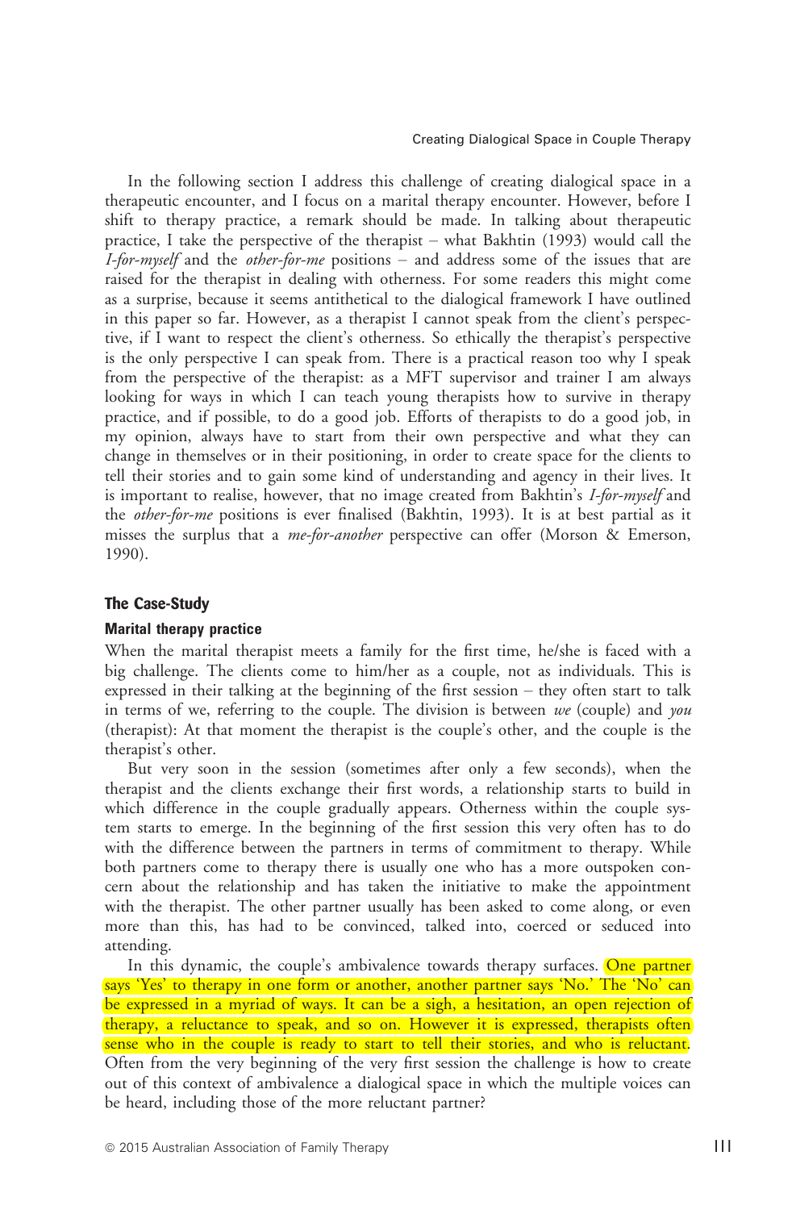In the following section I address this challenge of creating dialogical space in a therapeutic encounter, and I focus on a marital therapy encounter. However, before I shift to therapy practice, a remark should be made. In talking about therapeutic practice, I take the perspective of the therapist – what Bakhtin (1993) would call the *I-for-myself* and the *other-for-me* positions – and address some of the issues that are raised for the therapist in dealing with otherness. For some readers this might come as a surprise, because it seems antithetical to the dialogical framework I have outlined in this paper so far. However, as a therapist I cannot speak from the client's perspective, if I want to respect the client's otherness. So ethically the therapist's perspective is the only perspective I can speak from. There is a practical reason too why I speak from the perspective of the therapist: as a MFT supervisor and trainer I am always looking for ways in which I can teach young therapists how to survive in therapy practice, and if possible, to do a good job. Efforts of therapists to do a good job, in my opinion, always have to start from their own perspective and what they can change in themselves or in their positioning, in order to create space for the clients to tell their stories and to gain some kind of understanding and agency in their lives. It is important to realise, however, that no image created from Bakhtin's *I-for-myself* and the *other-for-me* positions is ever finalised (Bakhtin, 1993). It is at best partial as it misses the surplus that a *me-for-another* perspective can offer (Morson & Emerson, 1990).

## The Case-Study

### Marital therapy practice

When the marital therapist meets a family for the first time, he/she is faced with a big challenge. The clients come to him/her as a couple, not as individuals. This is expressed in their talking at the beginning of the first session – they often start to talk in terms of we, referring to the couple. The division is between *we* (couple) and *you* (therapist): At that moment the therapist is the couple's other, and the couple is the therapist's other.

But very soon in the session (sometimes after only a few seconds), when the therapist and the clients exchange their first words, a relationship starts to build in which difference in the couple gradually appears. Otherness within the couple system starts to emerge. In the beginning of the first session this very often has to do with the difference between the partners in terms of commitment to therapy. While both partners come to therapy there is usually one who has a more outspoken concern about the relationship and has taken the initiative to make the appointment with the therapist. The other partner usually has been asked to come along, or even more than this, has had to be convinced, talked into, coerced or seduced into attending.

In this dynamic, the couple's ambivalence towards therapy surfaces. One partner says 'Yes' to therapy in one form or another, another partner says 'No.' The 'No' can be expressed in a myriad of ways. It can be a sigh, a hesitation, an open rejection of therapy, a reluctance to speak, and so on. However it is expressed, therapists often sense who in the couple is ready to start to tell their stories, and who is reluctant. Often from the very beginning of the very first session the challenge is how to create out of this context of ambivalence a dialogical space in which the multiple voices can be heard, including those of the more reluctant partner?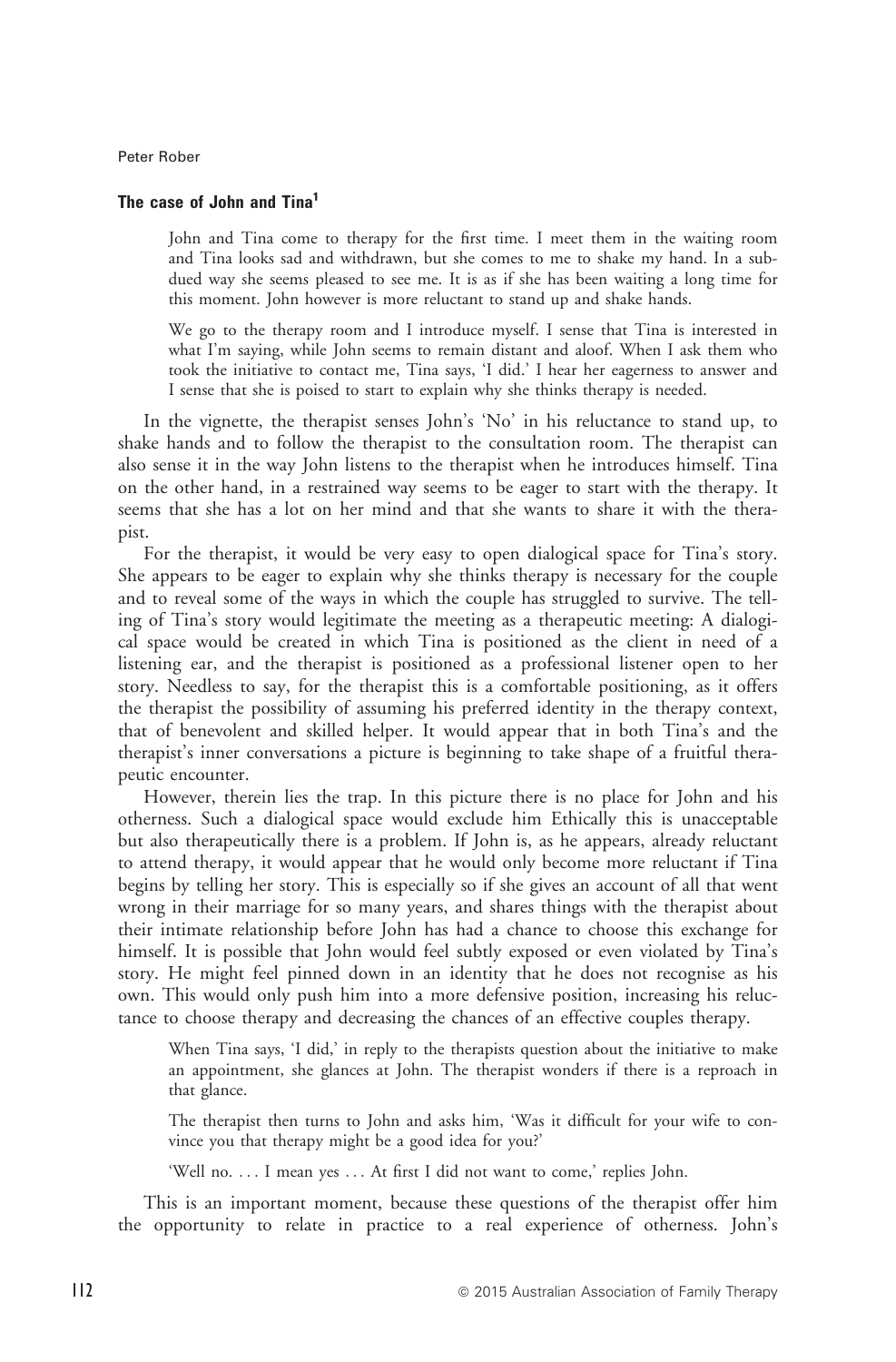### The case of John and Tina[1]

> John and Tina come to therapy for the first time. I meet them in the waiting room and Tina looks sad and withdrawn, but she comes to me to shake my hand. In a subdued way she seems pleased to see me. It is as if she has been waiting a long time for this moment. John however is more reluctant to stand up and shake hands.
>
> We go to the therapy room and I introduce myself. I sense that Tina is interested in what I'm saying, while John seems to remain distant and aloof. When I ask them who took the initiative to contact me, Tina says, 'I did.' I hear her eagerness to answer and I sense that she is poised to start to explain why she thinks therapy is needed.

In the vignette, the therapist senses John's 'No' in his reluctance to stand up, to shake hands and to follow the therapist to the consultation room. The therapist can also sense it in the way John listens to the therapist when he introduces himself. Tina on the other hand, in a restrained way seems to be eager to start with the therapy. It seems that she has a lot on her mind and that she wants to share it with the therapist.

For the therapist, it would be very easy to open dialogical space for Tina's story. She appears to be eager to explain why she thinks therapy is necessary for the couple and to reveal some of the ways in which the couple has struggled to survive. The telling of Tina's story would legitimate the meeting as a therapeutic meeting: A dialogical space would be created in which Tina is positioned as the client in need of a listening ear, and the therapist is positioned as a professional listener open to her story. Needless to say, for the therapist this is a comfortable positioning, as it offers the therapist the possibility of assuming his preferred identity in the therapy context, that of benevolent and skilled helper. It would appear that in both Tina's and the therapist's inner conversations a picture is beginning to take shape of a fruitful therapeutic encounter.

However, therein lies the trap. In this picture there is no place for John and his otherness. Such a dialogical space would exclude him Ethically this is unacceptable but also therapeutically there is a problem. If John is, as he appears, already reluctant to attend therapy, it would appear that he would only become more reluctant if Tina begins by telling her story. This is especially so if she gives an account of all that went wrong in their marriage for so many years, and shares things with the therapist about their intimate relationship before John has had a chance to choose this exchange for himself. It is possible that John would feel subtly exposed or even violated by Tina's story. He might feel pinned down in an identity that he does not recognise as his own. This would only push him into a more defensive position, increasing his reluctance to choose therapy and decreasing the chances of an effective couples therapy.

> When Tina says, 'I did,' in reply to the therapists question about the initiative to make an appointment, she glances at John. The therapist wonders if there is a reproach in that glance.
>
> The therapist then turns to John and asks him, 'Was it difficult for your wife to convince you that therapy might be a good idea for you?'
>
> 'Well no. . . . I mean yes . . . At first I did not want to come,' replies John.

This is an important moment, because these questions of the therapist offer him the opportunity to relate in practice to a real experience of otherness. John's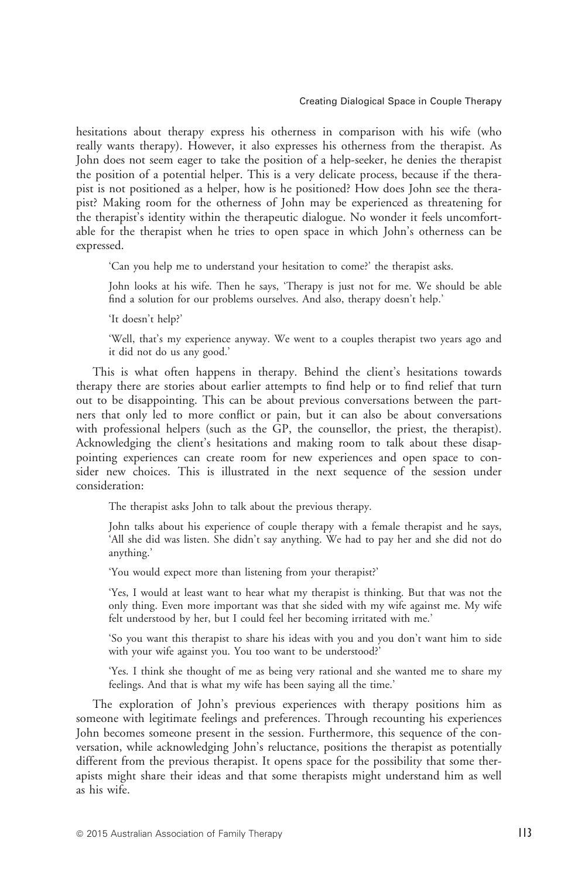hesitations about therapy express his otherness in comparison with his wife (who really wants therapy). However, it also expresses his otherness from the therapist. As John does not seem eager to take the position of a help-seeker, he denies the therapist the position of a potential helper. This is a very delicate process, because if the therapist is not positioned as a helper, how is he positioned? How does John see the therapist? Making room for the otherness of John may be experienced as threatening for the therapist's identity within the therapeutic dialogue. No wonder it feels uncomfortable for the therapist when he tries to open space in which John's otherness can be expressed.

> 'Can you help me to understand your hesitation to come?' the therapist asks.
>
> John looks at his wife. Then he says, 'Therapy is just not for me. We should be able find a solution for our problems ourselves. And also, therapy doesn't help.'
>
> 'It doesn't help?'
>
> 'Well, that's my experience anyway. We went to a couples therapist two years ago and it did not do us any good.'

This is what often happens in therapy. Behind the client's hesitations towards therapy there are stories about earlier attempts to find help or to find relief that turn out to be disappointing. This can be about previous conversations between the partners that only led to more conflict or pain, but it can also be about conversations with professional helpers (such as the GP, the counsellor, the priest, the therapist). Acknowledging the client's hesitations and making room to talk about these disappointing experiences can create room for new experiences and open space to consider new choices. This is illustrated in the next sequence of the session under consideration:

> The therapist asks John to talk about the previous therapy.
>
> John talks about his experience of couple therapy with a female therapist and he says, 'All she did was listen. She didn't say anything. We had to pay her and she did not do anything.'
>
> 'You would expect more than listening from your therapist?'
>
> 'Yes, I would at least want to hear what my therapist is thinking. But that was not the only thing. Even more important was that she sided with my wife against me. My wife felt understood by her, but I could feel her becoming irritated with me.'
>
> 'So you want this therapist to share his ideas with you and you don't want him to side with your wife against you. You too want to be understood?'
>
> 'Yes. I think she thought of me as being very rational and she wanted me to share my feelings. And that is what my wife has been saying all the time.'

The exploration of John's previous experiences with therapy positions him as someone with legitimate feelings and preferences. Through recounting his experiences John becomes someone present in the session. Furthermore, this sequence of the conversation, while acknowledging John's reluctance, positions the therapist as potentially different from the previous therapist. It opens space for the possibility that some therapists might share their ideas and that some therapists might understand him as well as his wife.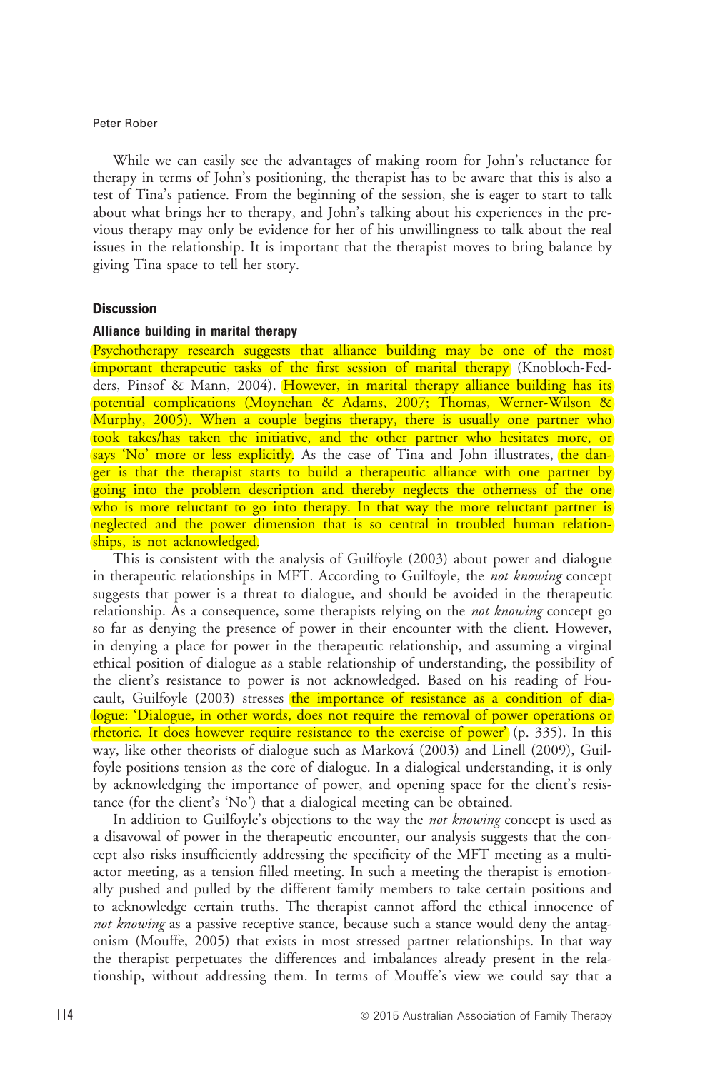While we can easily see the advantages of making room for John's reluctance for therapy in terms of John's positioning, the therapist has to be aware that this is also a test of Tina's patience. From the beginning of the session, she is eager to start to talk about what brings her to therapy, and John's talking about his experiences in the previous therapy may only be evidence for her of his unwillingness to talk about the real issues in the relationship. It is important that the therapist moves to bring balance by giving Tina space to tell her story.

## Discussion

### Alliance building in marital therapy

Psychotherapy research suggests that alliance building may be one of the most important therapeutic tasks of the first session of marital therapy (Knobloch-Fedders, Pinsof & Mann, 2004). However, in marital therapy alliance building has its potential complications (Moynehan & Adams, 2007; Thomas, Werner-Wilson & Murphy, 2005). When a couple begins therapy, there is usually one partner who took takes/has taken the initiative, and the other partner who hesitates more, or says 'No' more or less explicitly. As the case of Tina and John illustrates, the danger is that the therapist starts to build a therapeutic alliance with one partner by going into the problem description and thereby neglects the otherness of the one who is more reluctant to go into therapy. In that way the more reluctant partner is neglected and the power dimension that is so central in troubled human relationships, is not acknowledged.

This is consistent with the analysis of Guilfoyle (2003) about power and dialogue in therapeutic relationships in MFT. According to Guilfoyle, the *not knowing* concept suggests that power is a threat to dialogue, and should be avoided in the therapeutic relationship. As a consequence, some therapists relying on the *not knowing* concept go so far as denying the presence of power in their encounter with the client. However, in denying a place for power in the therapeutic relationship, and assuming a virginal ethical position of dialogue as a stable relationship of understanding, the possibility of the client's resistance to power is not acknowledged. Based on his reading of Foucault, Guilfoyle (2003) stresses the importance of resistance as a condition of dialogue: 'Dialogue, in other words, does not require the removal of power operations or rhetoric. It does however require resistance to the exercise of power' (p. 335). In this way, like other theorists of dialogue such as Marková (2003) and Linell (2009), Guilfoyle positions tension as the core of dialogue. In a dialogical understanding, it is only by acknowledging the importance of power, and opening space for the client's resistance (for the client's 'No') that a dialogical meeting can be obtained.

In addition to Guilfoyle's objections to the way the *not knowing* concept is used as a disavowal of power in the therapeutic encounter, our analysis suggests that the concept also risks insufficiently addressing the specificity of the MFT meeting as a multi-actor meeting, as a tension filled meeting. In such a meeting the therapist is emotionally pushed and pulled by the different family members to take certain positions and to acknowledge certain truths. The therapist cannot afford the ethical innocence of *not knowing* as a passive receptive stance, because such a stance would deny the antagonism (Mouffe, 2005) that exists in most stressed partner relationships. In that way the therapist perpetuates the differences and imbalances already present in the relationship, without addressing them. In terms of Mouffe's view we could say that a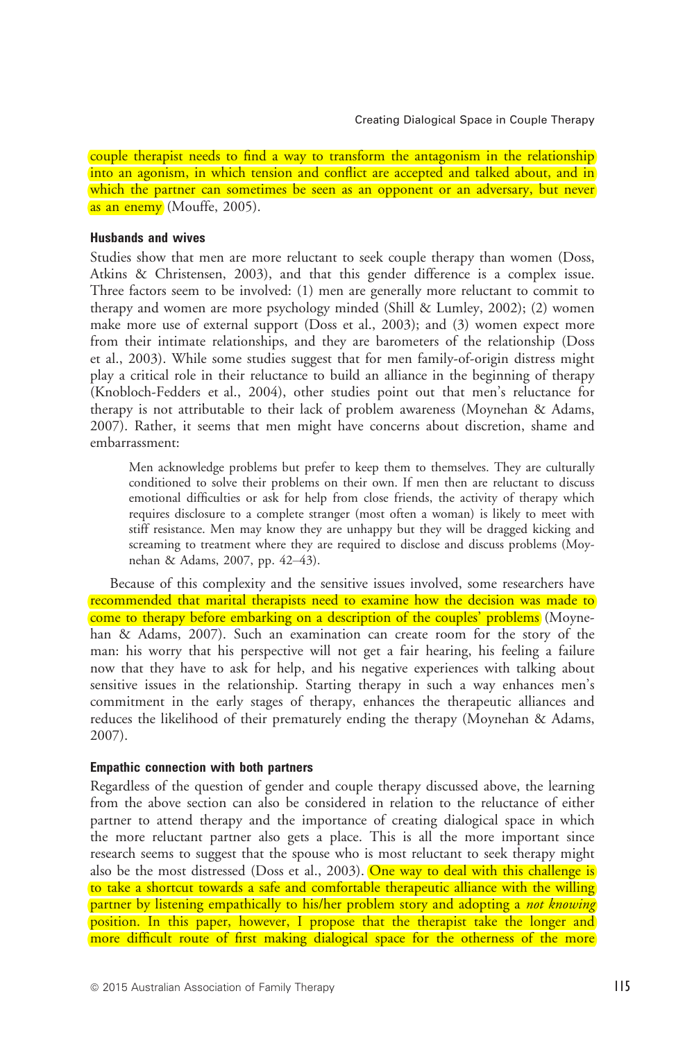couple therapist needs to find a way to transform the antagonism in the relationship into an agonism, in which tension and conflict are accepted and talked about, and in which the partner can sometimes be seen as an opponent or an adversary, but never as an enemy (Mouffe, 2005).

### Husbands and wives

Studies show that men are more reluctant to seek couple therapy than women (Doss, Atkins & Christensen, 2003), and that this gender difference is a complex issue. Three factors seem to be involved: (1) men are generally more reluctant to commit to therapy and women are more psychology minded (Shill & Lumley, 2002); (2) women make more use of external support (Doss et al., 2003); and (3) women expect more from their intimate relationships, and they are barometers of the relationship (Doss et al., 2003). While some studies suggest that for men family-of-origin distress might play a critical role in their reluctance to build an alliance in the beginning of therapy (Knobloch-Fedders et al., 2004), other studies point out that men's reluctance for therapy is not attributable to their lack of problem awareness (Moynehan & Adams, 2007). Rather, it seems that men might have concerns about discretion, shame and embarrassment:

> Men acknowledge problems but prefer to keep them to themselves. They are culturally conditioned to solve their problems on their own. If men then are reluctant to discuss emotional difficulties or ask for help from close friends, the activity of therapy which requires disclosure to a complete stranger (most often a woman) is likely to meet with stiff resistance. Men may know they are unhappy but they will be dragged kicking and screaming to treatment where they are required to disclose and discuss problems (Moynehan & Adams, 2007, pp. 42–43).

Because of this complexity and the sensitive issues involved, some researchers have recommended that marital therapists need to examine how the decision was made to come to therapy before embarking on a description of the couples' problems (Moynehan & Adams, 2007). Such an examination can create room for the story of the man: his worry that his perspective will not get a fair hearing, his feeling a failure now that they have to ask for help, and his negative experiences with talking about sensitive issues in the relationship. Starting therapy in such a way enhances men's commitment in the early stages of therapy, enhances the therapeutic alliances and reduces the likelihood of their prematurely ending the therapy (Moynehan & Adams, 2007).

### Empathic connection with both partners

Regardless of the question of gender and couple therapy discussed above, the learning from the above section can also be considered in relation to the reluctance of either partner to attend therapy and the importance of creating dialogical space in which the more reluctant partner also gets a place. This is all the more important since research seems to suggest that the spouse who is most reluctant to seek therapy might also be the most distressed (Doss et al., 2003). One way to deal with this challenge is to take a shortcut towards a safe and comfortable therapeutic alliance with the willing partner by listening empathically to his/her problem story and adopting a *not knowing* position. In this paper, however, I propose that the therapist take the longer and more difficult route of first making dialogical space for the otherness of the more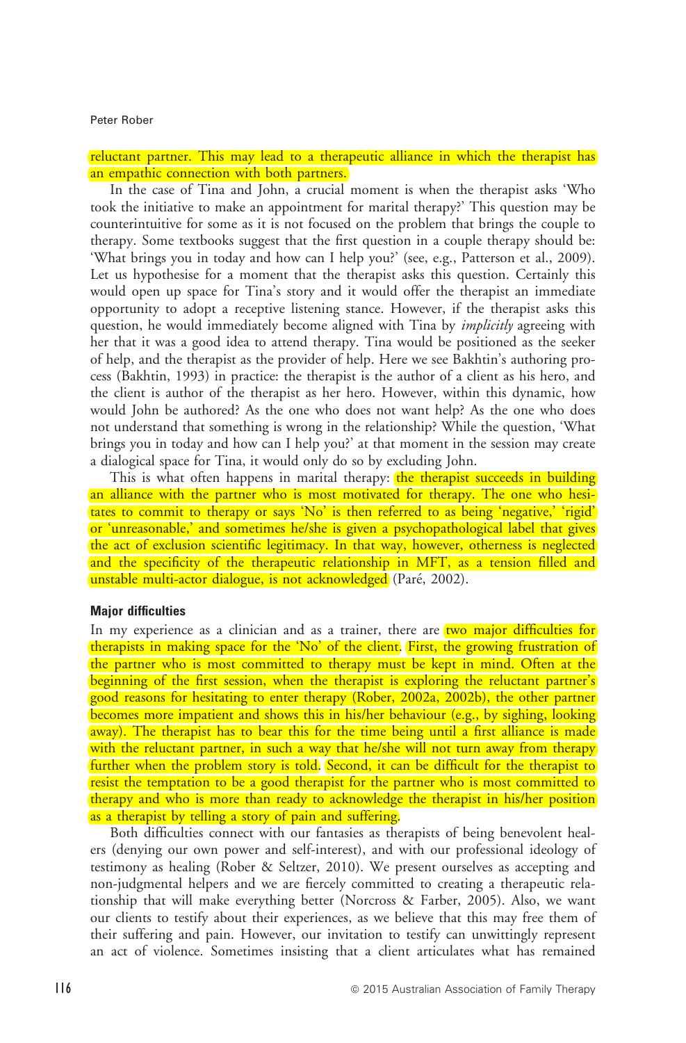reluctant partner. This may lead to a therapeutic alliance in which the therapist has an empathic connection with both partners.

In the case of Tina and John, a crucial moment is when the therapist asks 'Who took the initiative to make an appointment for marital therapy?' This question may be counterintuitive for some as it is not focused on the problem that brings the couple to therapy. Some textbooks suggest that the first question in a couple therapy should be: 'What brings you in today and how can I help you?' (see, e.g., Patterson et al., 2009). Let us hypothesise for a moment that the therapist asks this question. Certainly this would open up space for Tina's story and it would offer the therapist an immediate opportunity to adopt a receptive listening stance. However, if the therapist asks this question, he would immediately become aligned with Tina by *implicitly* agreeing with her that it was a good idea to attend therapy. Tina would be positioned as the seeker of help, and the therapist as the provider of help. Here we see Bakhtin's authoring process (Bakhtin, 1993) in practice: the therapist is the author of a client as his hero, and the client is author of the therapist as her hero. However, within this dynamic, how would John be authored? As the one who does not want help? As the one who does not understand that something is wrong in the relationship? While the question, 'What brings you in today and how can I help you?' at that moment in the session may create a dialogical space for Tina, it would only do so by excluding John.

This is what often happens in marital therapy: the therapist succeeds in building an alliance with the partner who is most motivated for therapy. The one who hesitates to commit to therapy or says 'No' is then referred to as being 'negative,' 'rigid' or 'unreasonable,' and sometimes he/she is given a psychopathological label that gives the act of exclusion scientific legitimacy. In that way, however, otherness is neglected and the specificity of the therapeutic relationship in MFT, as a tension filled and unstable multi-actor dialogue, is not acknowledged (Paré, 2002).

#### Major difficulties

In my experience as a clinician and as a trainer, there are two major difficulties for therapists in making space for the 'No' of the client. First, the growing frustration of the partner who is most committed to therapy must be kept in mind. Often at the beginning of the first session, when the therapist is exploring the reluctant partner's good reasons for hesitating to enter therapy (Rober, 2002a, 2002b), the other partner becomes more impatient and shows this in his/her behaviour (e.g., by sighing, looking away). The therapist has to bear this for the time being until a first alliance is made with the reluctant partner, in such a way that he/she will not turn away from therapy further when the problem story is told. Second, it can be difficult for the therapist to resist the temptation to be a good therapist for the partner who is most committed to therapy and who is more than ready to acknowledge the therapist in his/her position as a therapist by telling a story of pain and suffering.

Both difficulties connect with our fantasies as therapists of being benevolent healers (denying our own power and self-interest), and with our professional ideology of testimony as healing (Rober & Seltzer, 2010). We present ourselves as accepting and non-judgmental helpers and we are fiercely committed to creating a therapeutic relationship that will make everything better (Norcross & Farber, 2005). Also, we want our clients to testify about their experiences, as we believe that this may free them of their suffering and pain. However, our invitation to testify can unwittingly represent an act of violence. Sometimes insisting that a client articulates what has remained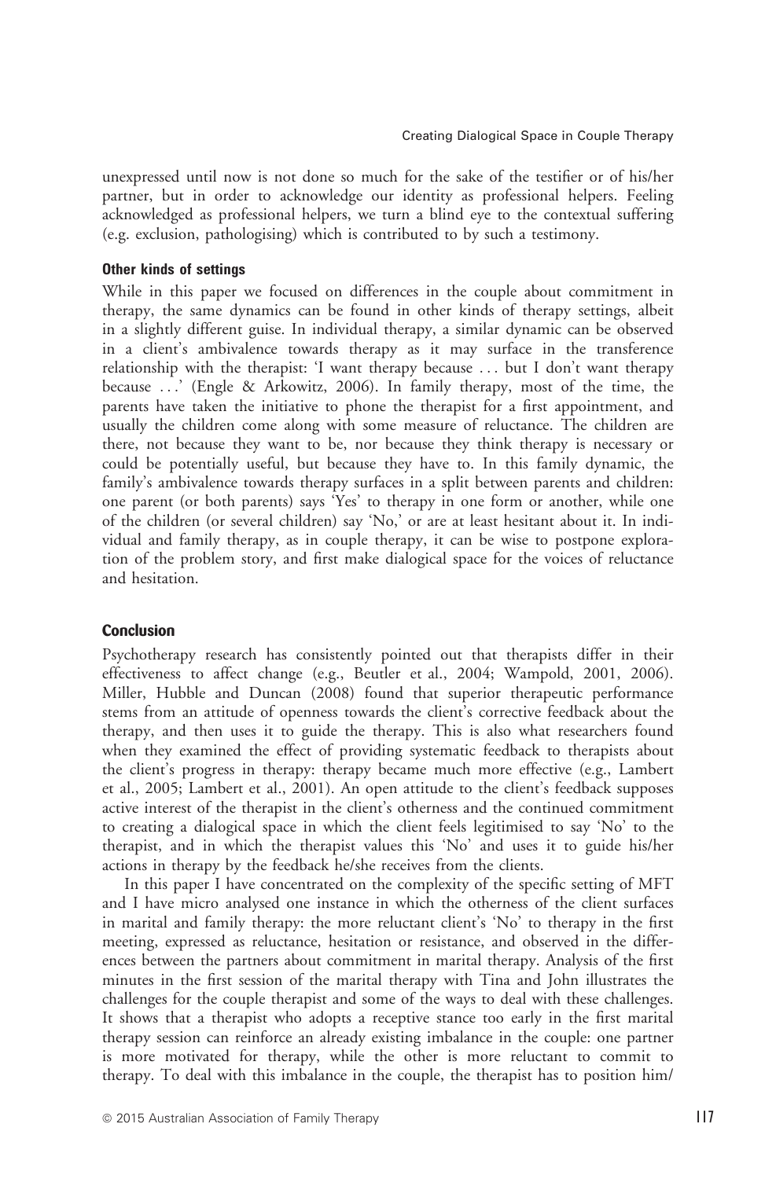unexpressed until now is not done so much for the sake of the testifier or of his/her partner, but in order to acknowledge our identity as professional helpers. Feeling acknowledged as professional helpers, we turn a blind eye to the contextual suffering (e.g. exclusion, pathologising) which is contributed to by such a testimony.

### Other kinds of settings

While in this paper we focused on differences in the couple about commitment in therapy, the same dynamics can be found in other kinds of therapy settings, albeit in a slightly different guise. In individual therapy, a similar dynamic can be observed in a client's ambivalence towards therapy as it may surface in the transference relationship with the therapist: 'I want therapy because ... but I don't want therapy because ...' (Engle & Arkowitz, 2006). In family therapy, most of the time, the parents have taken the initiative to phone the therapist for a first appointment, and usually the children come along with some measure of reluctance. The children are there, not because they want to be, nor because they think therapy is necessary or could be potentially useful, but because they have to. In this family dynamic, the family's ambivalence towards therapy surfaces in a split between parents and children: one parent (or both parents) says 'Yes' to therapy in one form or another, while one of the children (or several children) say 'No,' or are at least hesitant about it. In individual and family therapy, as in couple therapy, it can be wise to postpone exploration of the problem story, and first make dialogical space for the voices of reluctance and hesitation.

## Conclusion

Psychotherapy research has consistently pointed out that therapists differ in their effectiveness to affect change (e.g., Beutler et al., 2004; Wampold, 2001, 2006). Miller, Hubble and Duncan (2008) found that superior therapeutic performance stems from an attitude of openness towards the client's corrective feedback about the therapy, and then uses it to guide the therapy. This is also what researchers found when they examined the effect of providing systematic feedback to therapists about the client's progress in therapy: therapy became much more effective (e.g., Lambert et al., 2005; Lambert et al., 2001). An open attitude to the client's feedback supposes active interest of the therapist in the client's otherness and the continued commitment to creating a dialogical space in which the client feels legitimised to say 'No' to the therapist, and in which the therapist values this 'No' and uses it to guide his/her actions in therapy by the feedback he/she receives from the clients.

In this paper I have concentrated on the complexity of the specific setting of MFT and I have micro analysed one instance in which the otherness of the client surfaces in marital and family therapy: the more reluctant client's 'No' to therapy in the first meeting, expressed as reluctance, hesitation or resistance, and observed in the differences between the partners about commitment in marital therapy. Analysis of the first minutes in the first session of the marital therapy with Tina and John illustrates the challenges for the couple therapist and some of the ways to deal with these challenges. It shows that a therapist who adopts a receptive stance too early in the first marital therapy session can reinforce an already existing imbalance in the couple: one partner is more motivated for therapy, while the other is more reluctant to commit to therapy. To deal with this imbalance in the couple, the therapist has to position him/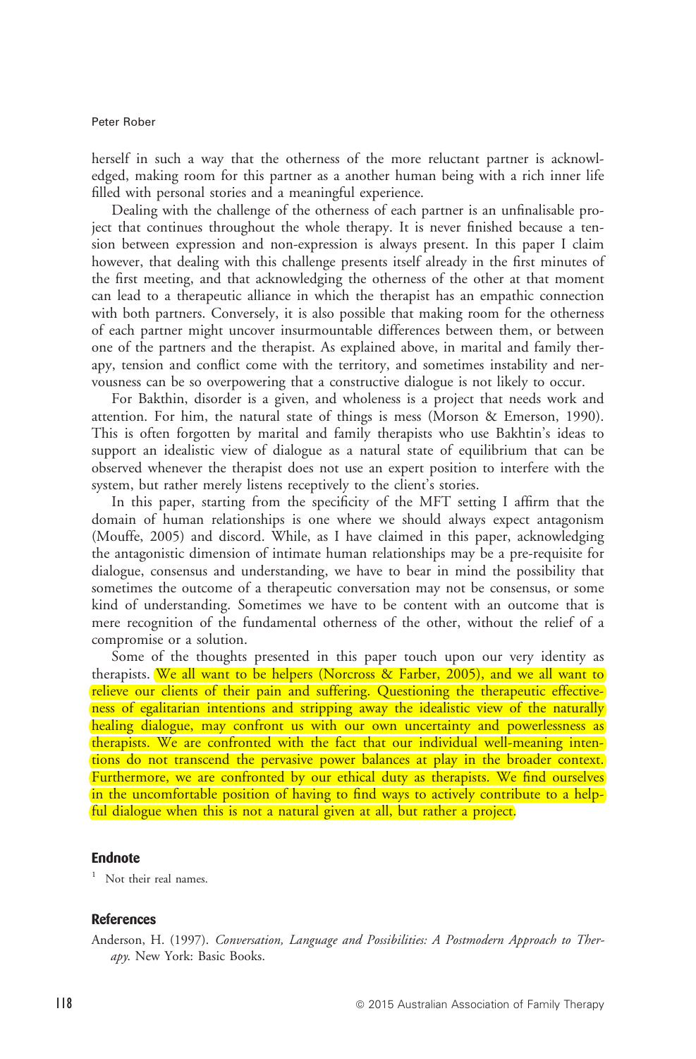herself in such a way that the otherness of the more reluctant partner is acknowledged, making room for this partner as a another human being with a rich inner life filled with personal stories and a meaningful experience.

Dealing with the challenge of the otherness of each partner is an unfinalisable project that continues throughout the whole therapy. It is never finished because a tension between expression and non-expression is always present. In this paper I claim however, that dealing with this challenge presents itself already in the first minutes of the first meeting, and that acknowledging the otherness of the other at that moment can lead to a therapeutic alliance in which the therapist has an empathic connection with both partners. Conversely, it is also possible that making room for the otherness of each partner might uncover insurmountable differences between them, or between one of the partners and the therapist. As explained above, in marital and family therapy, tension and conflict come with the territory, and sometimes instability and nervousness can be so overpowering that a constructive dialogue is not likely to occur.

For Bakthin, disorder is a given, and wholeness is a project that needs work and attention. For him, the natural state of things is mess (Morson & Emerson, 1990). This is often forgotten by marital and family therapists who use Bakthin's ideas to support an idealistic view of dialogue as a natural state of equilibrium that can be observed whenever the therapist does not use an expert position to interfere with the system, but rather merely listens receptively to the client's stories.

In this paper, starting from the specificity of the MFT setting I affirm that the domain of human relationships is one where we should always expect antagonism (Mouffe, 2005) and discord. While, as I have claimed in this paper, acknowledging the antagonistic dimension of intimate human relationships may be a pre-requisite for dialogue, consensus and understanding, we have to bear in mind the possibility that sometimes the outcome of a therapeutic conversation may not be consensus, or some kind of understanding. Sometimes we have to be content with an outcome that is mere recognition of the fundamental otherness of the other, without the relief of a compromise or a solution.

Some of the thoughts presented in this paper touch upon our very identity as therapists. We all want to be helpers (Norcross & Farber, 2005), and we all want to relieve our clients of their pain and suffering. Questioning the therapeutic effectiveness of egalitarian intentions and stripping away the idealistic view of the naturally healing dialogue, may confront us with our own uncertainty and powerlessness as therapists. We are confronted with the fact that our individual well-meaning intentions do not transcend the pervasive power balances at play in the broader context. Furthermore, we are confronted by our ethical duty as therapists. We find ourselves in the uncomfortable position of having to find ways to actively contribute to a helpful dialogue when this is not a natural given at all, but rather a project.

## Endnote

[1] Not their real names.

## References

Anderson, H. (1997). *Conversation, Language and Possibilities: A Postmodern Approach to Therapy*. New York: Basic Books.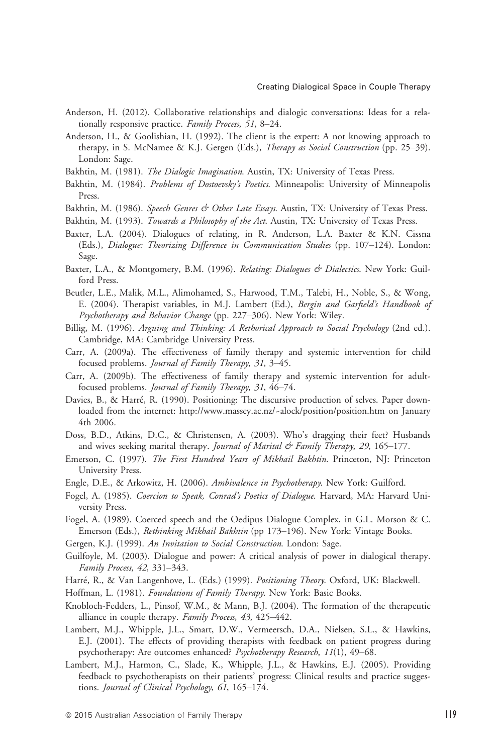Anderson, H. (2012). Collaborative relationships and dialogic conversations: Ideas for a relationally responsive practice. *Family Process*, *51*, 8–24.

Anderson, H., & Goolishian, H. (1992). The client is the expert: A not knowing approach to therapy, in S. McNamee & K.J. Gergen (Eds.), *Therapy as Social Construction* (pp. 25–39). London: Sage.

Bakhtin, M. (1981). *The Dialogic Imagination*. Austin, TX: University of Texas Press.

Bakhtin, M. (1984). *Problems of Dostoevsky's Poetics*. Minneapolis: University of Minneapolis Press.

Bakhtin, M. (1986). *Speech Genres & Other Late Essays*. Austin, TX: University of Texas Press.

Bakhtin, M. (1993). *Towards a Philosophy of the Act*. Austin, TX: University of Texas Press.

Baxter, L.A. (2004). Dialogues of relating, in R. Anderson, L.A. Baxter & K.N. Cissna (Eds.), *Dialogue: Theorizing Difference in Communication Studies* (pp. 107–124). London: Sage.

Baxter, L.A., & Montgomery, B.M. (1996). *Relating: Dialogues & Dialectics*. New York: Guilford Press.

Beutler, L.E., Malik, M.L., Alimohamed, S., Harwood, T.M., Talebi, H., Noble, S., & Wong, E. (2004). Therapist variables, in M.J. Lambert (Ed.), *Bergin and Garfield's Handbook of Psychotherapy and Behavior Change* (pp. 227–306). New York: Wiley.

Billig, M. (1996). *Arguing and Thinking: A Rethorical Approach to Social Psychology* (2nd ed.). Cambridge, MA: Cambridge University Press.

Carr, A. (2009a). The effectiveness of family therapy and systemic intervention for child focused problems. *Journal of Family Therapy*, *31*, 3–45.

Carr, A. (2009b). The effectiveness of family therapy and systemic intervention for adult-focused problems. *Journal of Family Therapy*, *31*, 46–74.

Davies, B., & Harré, R. (1990). Positioning: The discursive production of selves. Paper downloaded from the internet: http://www.massey.ac.nz/~alock/position/position.htm on January 4th 2006.

Doss, B.D., Atkins, D.C., & Christensen, A. (2003). Who's dragging their feet? Husbands and wives seeking marital therapy. *Journal of Marital & Family Therapy*, *29*, 165–177.

Emerson, C. (1997). *The First Hundred Years of Mikhail Bakhtin*. Princeton, NJ: Princeton University Press.

Engle, D.E., & Arkowitz, H. (2006). *Ambivalence in Psychotherapy*. New York: Guilford.

Fogel, A. (1985). *Coercion to Speak, Conrad's Poetics of Dialogue*. Harvard, MA: Harvard University Press.

Fogel, A. (1989). Coerced speech and the Oedipus Dialogue Complex, in G.L. Morson & C. Emerson (Eds.), *Rethinking Mikhail Bakhtin* (pp 173–196). New York: Vintage Books.

Gergen, K.J. (1999). *An Invitation to Social Construction*. London: Sage.

Guilfoyle, M. (2003). Dialogue and power: A critical analysis of power in dialogical therapy. *Family Process*, *42*, 331–343.

Harré, R., & Van Langenhove, L. (Eds.) (1999). *Positioning Theory*. Oxford, UK: Blackwell.

Hoffman, L. (1981). *Foundations of Family Therapy*. New York: Basic Books.

Knobloch-Fedders, L., Pinsof, W.M., & Mann, B.J. (2004). The formation of the therapeutic alliance in couple therapy. *Family Process*, *43*, 425–442.

Lambert, M.J., Whipple, J.L., Smart, D.W., Vermeersch, D.A., Nielsen, S.L., & Hawkins, E.J. (2001). The effects of providing therapists with feedback on patient progress during psychotherapy: Are outcomes enhanced? *Psychotherapy Research*, *11*(1), 49–68.

Lambert, M.J., Harmon, C., Slade, K., Whipple, J.L., & Hawkins, E.J. (2005). Providing feedback to psychotherapists on their patients' progress: Clinical results and practice suggestions. *Journal of Clinical Psychology*, *61*, 165–174.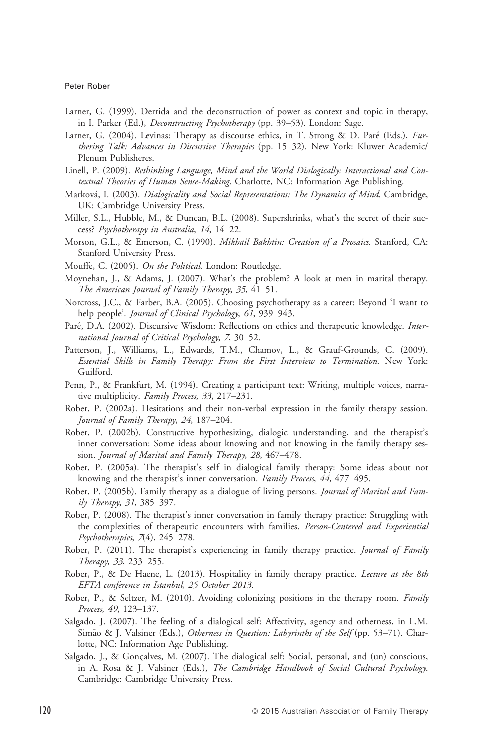Larner, G. (1999). Derrida and the deconstruction of power as context and topic in therapy, in I. Parker (Ed.), *Deconstructing Psychotherapy* (pp. 39–53). London: Sage.

Larner, G. (2004). Levinas: Therapy as discourse ethics, in T. Strong & D. Paré (Eds.), *Furthering Talk: Advances in Discursive Therapies* (pp. 15–32). New York: Kluwer Academic/ Plenum Publisheres.

Linell, P. (2009). *Rethinking Language, Mind and the World Dialogically: Interactional and Contextual Theories of Human Sense-Making*. Charlotte, NC: Information Age Publishing.

Marková, I. (2003). *Dialogicality and Social Representations: The Dynamics of Mind*. Cambridge, UK: Cambridge University Press.

Miller, S.L., Hubble, M., & Duncan, B.L. (2008). Supershrinks, what's the secret of their success? *Psychotherapy in Australia*, *14*, 14–22.

Morson, G.L., & Emerson, C. (1990). *Mikhail Bakhtin: Creation of a Prosaics*. Stanford, CA: Stanford University Press.

Mouffe, C. (2005). *On the Political*. London: Routledge.

Moynehan, J., & Adams, J. (2007). What's the problem? A look at men in marital therapy. *The American Journal of Family Therapy*, *35*, 41–51.

Norcross, J.C., & Farber, B.A. (2005). Choosing psychotherapy as a career: Beyond 'I want to help people'. *Journal of Clinical Psychology*, *61*, 939–943.

Paré, D.A. (2002). Discursive Wisdom: Reflections on ethics and therapeutic knowledge. *International Journal of Critical Psychology*, *7*, 30–52.

Patterson, J., Williams, L., Edwards, T.M., Chamov, L., & Grauf-Grounds, C. (2009). *Essential Skills in Family Therapy: From the First Interview to Termination*. New York: Guilford.

Penn, P., & Frankfurt, M. (1994). Creating a participant text: Writing, multiple voices, narrative multiplicity. *Family Process*, *33*, 217–231.

Rober, P. (2002a). Hesitations and their non-verbal expression in the family therapy session. *Journal of Family Therapy*, *24*, 187–204.

Rober, P. (2002b). Constructive hypothesizing, dialogic understanding, and the therapist's inner conversation: Some ideas about knowing and not knowing in the family therapy session. *Journal of Marital and Family Therapy*, *28*, 467–478.

Rober, P. (2005a). The therapist's self in dialogical family therapy: Some ideas about not knowing and the therapist's inner conversation. *Family Process*, *44*, 477–495.

Rober, P. (2005b). Family therapy as a dialogue of living persons. *Journal of Marital and Family Therapy*, *31*, 385–397.

Rober, P. (2008). The therapist's inner conversation in family therapy practice: Struggling with the complexities of therapeutic encounters with families. *Person-Centered and Experiential Psychotherapies*, *7*(4), 245–278.

Rober, P. (2011). The therapist's experiencing in family therapy practice. *Journal of Family Therapy*, *33*, 233–255.

Rober, P., & De Haene, L. (2013). Hospitality in family therapy practice. *Lecture at the 8th EFTA conference in Istanbul, 25 October 2013*.

Rober, P., & Seltzer, M. (2010). Avoiding colonizing positions in the therapy room. *Family Process*, *49*, 123–137.

Salgado, J. (2007). The feeling of a dialogical self: Affectivity, agency and otherness, in L.M. Simão & J. Valsiner (Eds.), *Otherness in Question: Labyrinths of the Self* (pp. 53–71). Charlotte, NC: Information Age Publishing.

Salgado, J., & Gonçalves, M. (2007). The dialogical self: Social, personal, and (un) conscious, in A. Rosa & J. Valsiner (Eds.), *The Cambridge Handbook of Social Cultural Psychology*. Cambridge: Cambridge University Press.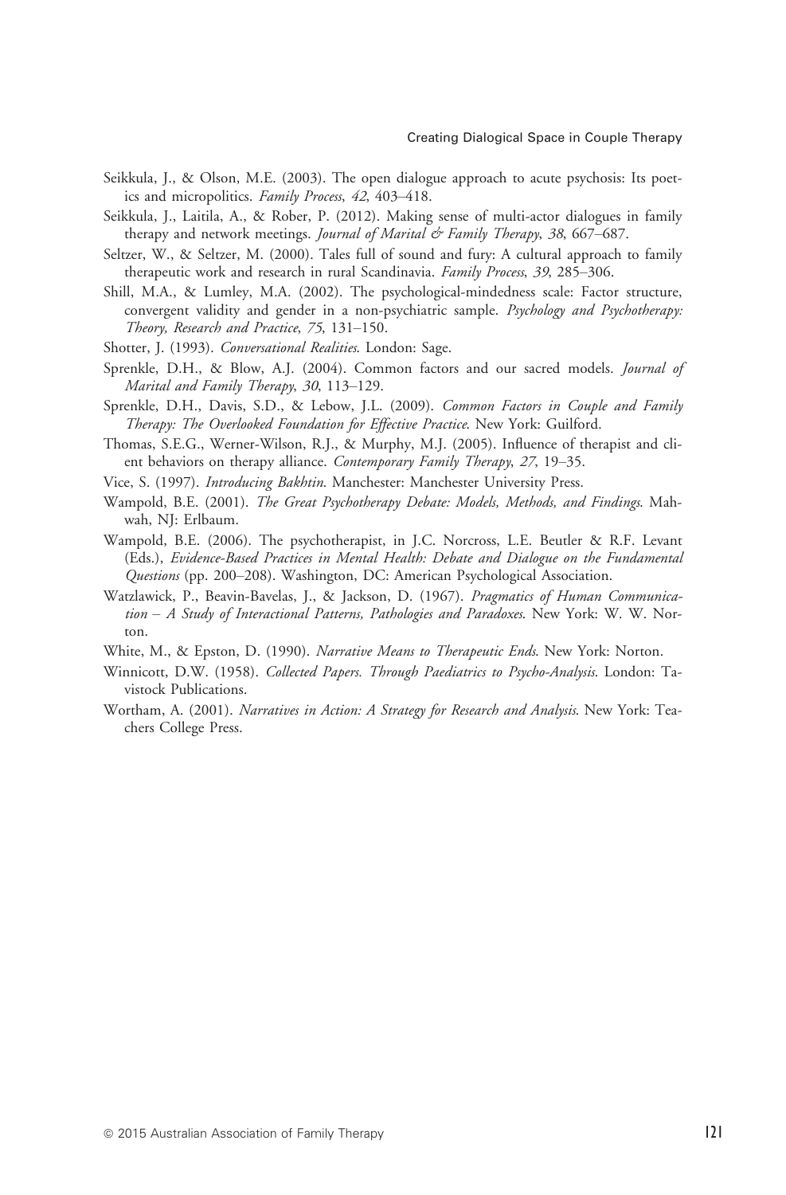Seikkula, J., & Olson, M.E. (2003). The open dialogue approach to acute psychosis: Its poetics and micropolitics. *Family Process*, *42*, 403–418.

Seikkula, J., Laitila, A., & Rober, P. (2012). Making sense of multi-actor dialogues in family therapy and network meetings. *Journal of Marital & Family Therapy*, *38*, 667–687.

Seltzer, W., & Seltzer, M. (2000). Tales full of sound and fury: A cultural approach to family therapeutic work and research in rural Scandinavia. *Family Process*, *39*, 285–306.

Shill, M.A., & Lumley, M.A. (2002). The psychological-mindedness scale: Factor structure, convergent validity and gender in a non-psychiatric sample. *Psychology and Psychotherapy: Theory, Research and Practice*, *75*, 131–150.

Shotter, J. (1993). *Conversational Realities*. London: Sage.

Sprenkle, D.H., & Blow, A.J. (2004). Common factors and our sacred models. *Journal of Marital and Family Therapy*, *30*, 113–129.

Sprenkle, D.H., Davis, S.D., & Lebow, J.L. (2009). *Common Factors in Couple and Family Therapy: The Overlooked Foundation for Effective Practice*. New York: Guilford.

Thomas, S.E.G., Werner-Wilson, R.J., & Murphy, M.J. (2005). Influence of therapist and client behaviors on therapy alliance. *Contemporary Family Therapy*, *27*, 19–35.

Vice, S. (1997). *Introducing Bakhtin*. Manchester: Manchester University Press.

Wampold, B.E. (2001). *The Great Psychotherapy Debate: Models, Methods, and Findings*. Mahwah, NJ: Erlbaum.

Wampold, B.E. (2006). The psychotherapist, in J.C. Norcross, L.E. Beutler & R.F. Levant (Eds.), *Evidence-Based Practices in Mental Health: Debate and Dialogue on the Fundamental Questions* (pp. 200–208). Washington, DC: American Psychological Association.

Watzlawick, P., Beavin-Bavelas, J., & Jackson, D. (1967). *Pragmatics of Human Communication – A Study of Interactional Patterns, Pathologies and Paradoxes*. New York: W. W. Norton.

White, M., & Epston, D. (1990). *Narrative Means to Therapeutic Ends*. New York: Norton.

Winnicott, D.W. (1958). *Collected Papers. Through Paediatrics to Psycho-Analysis*. London: Tavistock Publications.

Wortham, A. (2001). *Narratives in Action: A Strategy for Research and Analysis*. New York: Teachers College Press.